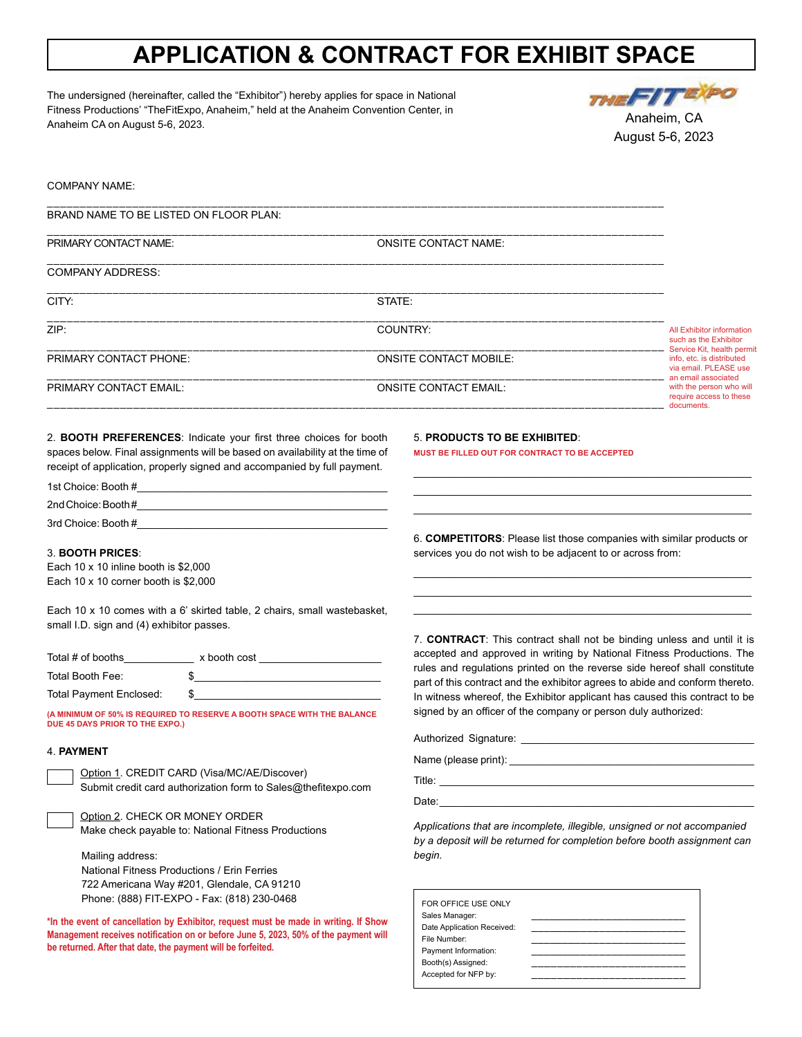# APPLICATION & CONTRACT FOR EXHIBIT SPACE

The undersigned (hereinafter, called the "Exhibitor") hereby applies for space in National Fitness Productions' "TheFitExpo, Anaheim," held at the Anaheim Convention Center, in Anaheim CA on August 5-6, 2023.

THE FIT EXPO
Anaheim, CA
August 5-6, 2023

COMPANY NAME: ______________________________________________

BRAND NAME TO BE LISTED ON FLOOR PLAN: ______________________________________________

PRIMARY CONTACT NAME: ______________________ ONSITE CONTACT NAME: ______________________

COMPANY ADDRESS: ______________________________________________

CITY: ______________________ STATE: ______________________

ZIP: ______________________ COUNTRY: ______________________

PRIMARY CONTACT PHONE: ______________________ ONSITE CONTACT MOBILE: ______________________

PRIMARY CONTACT EMAIL: ______________________ ONSITE CONTACT EMAIL: ______________________

All Exhibitor information such as the Exhibitor Service Kit, health permit info, etc. is distributed via email. PLEASE use an email associated with the person who will require access to these documents.

2. **BOOTH PREFERENCES**: Indicate your first three choices for booth spaces below. Final assignments will be based on availability at the time of receipt of application, properly signed and accompanied by full payment.

1st Choice: Booth #______________________

2nd Choice: Booth #______________________

3rd Choice: Booth #______________________

3. **BOOTH PRICES**:
Each 10 x 10 inline booth is $2,000
Each 10 x 10 corner booth is $2,000

Each 10 x 10 comes with a 6' skirted table, 2 chairs, small wastebasket, small I.D. sign and (4) exhibitor passes.

Total # of booths____________ x booth cost ____________________

Total Booth Fee: $______________________

Total Payment Enclosed: $______________________

(A MINIMUM OF 50% IS REQUIRED TO RESERVE A BOOTH SPACE WITH THE BALANCE DUE 45 DAYS PRIOR TO THE EXPO.)

4. **PAYMENT**

☐ Option 1. CREDIT CARD (Visa/MC/AE/Discover)
Submit credit card authorization form to Sales@thefitexpo.com

☐ Option 2. CHECK OR MONEY ORDER
Make check payable to: National Fitness Productions

Mailing address:
National Fitness Productions / Erin Ferries
722 Americana Way #201, Glendale, CA 91210
Phone: (888) FIT-EXPO - Fax: (818) 230-0468

*In the event of cancellation by Exhibitor, request must be made in writing. If Show Management receives notification on or before June 5, 2023, 50% of the payment will be returned. After that date, the payment will be forfeited.

5. **PRODUCTS TO BE EXHIBITED**:
MUST BE FILLED OUT FOR CONTRACT TO BE ACCEPTED

______________________________________________

______________________________________________

______________________________________________

6. **COMPETITORS**: Please list those companies with similar products or services you do not wish to be adjacent to or across from:

______________________________________________

______________________________________________

______________________________________________

7. **CONTRACT**: This contract shall not be binding unless and until it is accepted and approved in writing by National Fitness Productions. The rules and regulations printed on the reverse side hereof shall constitute part of this contract and the exhibitor agrees to abide and conform thereto. In witness whereof, the Exhibitor applicant has caused this contract to be signed by an officer of the company or person duly authorized:

Authorized Signature: ______________________

Name (please print): ______________________

Title: ______________________

Date: ______________________

*Applications that are incomplete, illegible, unsigned or not accompanied by a deposit will be returned for completion before booth assignment can begin.*

FOR OFFICE USE ONLY
Sales Manager: ______________________
Date Application Received: ______________________
File Number: ______________________
Payment Information: ______________________
Booth(s) Assigned: ______________________
Accepted for NFP by: ______________________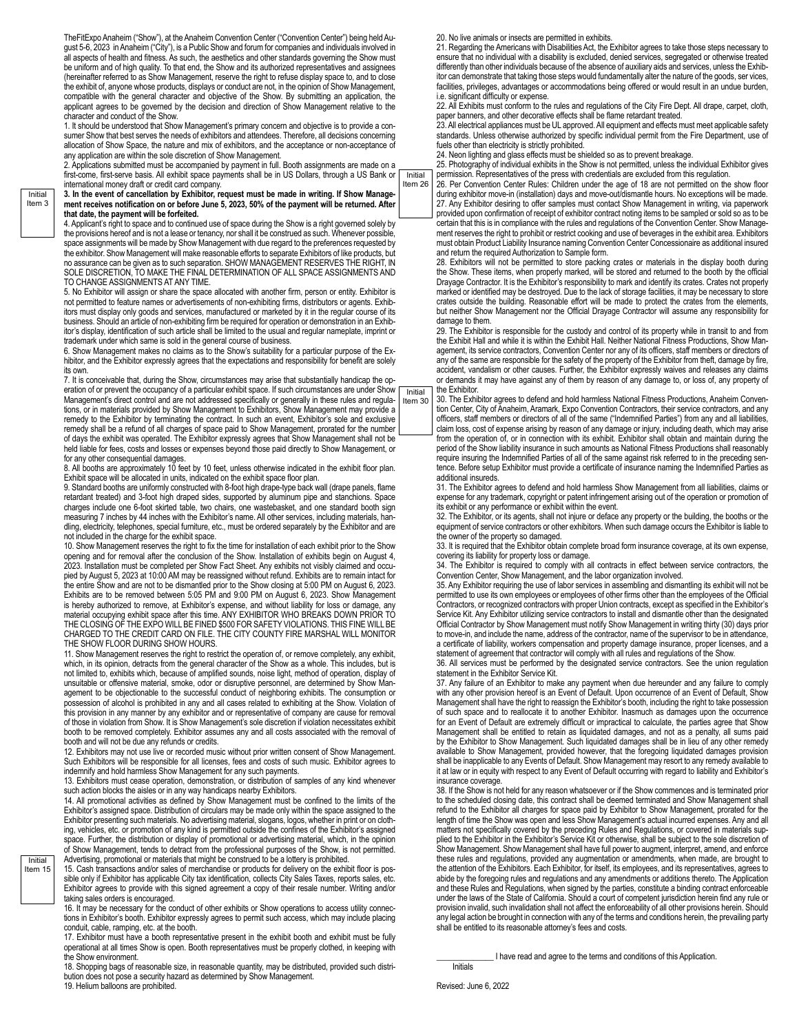TheFitExpo Anaheim ("Show"), at the Anaheim Convention Center ("Convention Center") being held August 5-6, 2023 in Anaheim ("City"), is a Public Show and forum for companies and individuals involved in all aspects of health and fitness. As such, the aesthetics and other standards governing the Show must be uniform and of high quality. To that end, the Show and its authorized representatives and assignees (hereinafter referred to as Show Management, reserve the right to refuse display space to, and to close the exhibit of, anyone whose products, displays or conduct are not, in the opinion of Show Management, compatible with the general character and objective of the Show. By submitting an application, the applicant agrees to be governed by the decision and direction of Show Management relative to the character and conduct of the Show.

1. It should be understood that Show Management's primary concern and objective is to provide a consumer Show that best serves the needs of exhibitors and attendees. Therefore, all decisions concerning allocation of Show Space, the nature and mix of exhibitors, and the acceptance or non-acceptance of any application are within the sole discretion of Show Management.

2. Applications submitted must be accompanied by payment in full. Booth assignments are made on a first-come, first-serve basis. All exhibit space payments shall be in US Dollars, through a US Bank or international money draft or credit card company.

Initial Item 3

3. **In the event of cancellation by Exhibitor, request must be made in writing. If Show Management receives notification on or before June 5, 2023, 50% of the payment will be returned. After that date, the payment will be forfeited.**

4. Applicant's right to space and to continued use of space during the Show is a right governed solely by the provisions hereof and is not a lease or tenancy, nor shall it be construed as such. Whenever possible, space assignments will be made by Show Management with due regard to the preferences requested by the exhibitor. Show Management will make reasonable efforts to separate Exhibitors of like products, but no assurance can be given as to such separation. SHOW MANAGEMENT RESERVES THE RIGHT, IN SOLE DISCRETION, TO MAKE THE FINAL DETERMINATION OF ALL SPACE ASSIGNMENTS AND TO CHANGE ASSIGNMENTS AT ANY TIME.

5. No Exhibitor will assign or share the space allocated with another firm, person or entity. Exhibitor is not permitted to feature names or advertisements of non-exhibiting firms, distributors or agents. Exhibitors must display only goods and services, manufactured or marketed by it in the regular course of its business. Should an article of non-exhibiting firm be required for operation or demonstration in an Exhibitor's display, identification of such article shall be limited to the usual and regular nameplate, imprint or trademark under which same is sold in the general course of business.

6. Show Management makes no claims as to the Show's suitability for a particular purpose of the Exhibitor, and the Exhibitor expressly agrees that the expectations and responsibility for benefit are solely its own.

7. It is conceivable that, during the Show, circumstances may arise that substantially handicap the operation of or prevent the occupancy of a particular exhibit space. If such circumstances are under Show Management's direct control and are not addressed specifically or generally in these rules and regulations, or in materials provided by Show Management to Exhibitors, Show Management may provide a remedy to the Exhibitor by terminating the contract. In such an event, Exhibitor's sole and exclusive remedy shall be a refund of all charges of space paid to Show Management, prorated for the number of days the exhibit was operated. The Exhibitor expressly agrees that Show Management shall not be held liable for fees, costs and losses or expenses beyond those paid directly to Show Management, or for any other consequential damages.

8. All booths are approximately 10 feet by 10 feet, unless otherwise indicated in the exhibit floor plan. Exhibit space will be allocated in units, indicated on the exhibit space floor plan.

9. Standard booths are uniformly constructed with 8-foot high drape-type back wall (drape panels, flame retardant treated) and 3-foot high draped sides, supported by aluminum pipe and stanchions. Space charges include one 6-foot skirted table, two chairs, one wastebasket, and one standard booth sign measuring 7 inches by 44 inches with the Exhibitor's name. All other services, including materials, handling, electricity, telephones, special furniture, etc., must be ordered separately by the Exhibitor and are not included in the charge for the exhibit space.

10. Show Management reserves the right to fix the time for installation of each exhibit prior to the Show opening and for removal after the conclusion of the Show. Installation of exhibits begin on August 4, 2023. Installation must be completed per Show Fact Sheet. Any exhibits not visibly claimed and occupied by August 5, 2023 at 10:00 AM may be reassigned without refund. Exhibits are to remain intact for the entire Show and are not to be dismantled prior to the Show closing at 5:00 PM on August 6, 2023. Exhibits are to be removed between 5:05 PM and 9:00 PM on August 6, 2023. Show Management is hereby authorized to remove, at Exhibitor's expense, and without liability for loss or damage, any material occupying exhibit space after this time. ANY EXHIBITOR WHO BREAKS DOWN PRIOR TO THE CLOSING OF THE EXPO WILL BE FINED $500 FOR SAFETY VIOLATIONS. THIS FINE WILL BE CHARGED TO THE CREDIT CARD ON FILE. THE CITY COUNTY FIRE MARSHAL WILL MONITOR THE SHOW FLOOR DURING SHOW HOURS.

11. Show Management reserves the right to restrict the operation of, or remove completely, any exhibit, which, in its opinion, detracts from the general character of the Show as a whole. This includes, but is not limited to, exhibits which, because of amplified sounds, noise light, method of operation, display of unsuitable or offensive material, smoke, odor or disruptive personnel, are determined by Show Management to be objectionable to the successful conduct of neighboring exhibits. The consumption or possession of alcohol is prohibited in any and all cases related to exhibiting at the Show. Violation of this provision in any manner by any exhibitor or representative of company are cause for removal of those in violation from Show. It is Show Management's sole discretion if violation necessitates exhibit booth to be removed completely. Exhibitor assumes any and all costs associated with the removal of booth and will not be due any refunds or credits.

12. Exhibitors may not use live or recorded music without prior written consent of Show Management. Such Exhibitors will be responsible for all licenses, fees and costs of such music. Exhibitor agrees to indemnify and hold harmless Show Management for any such payments.

13. Exhibitors must cease operation, demonstration, or distribution of samples of any kind whenever such action blocks the aisles or in any way handicaps nearby Exhibitors.

14. All promotional activities as defined by Show Management must be confined to the limits of the Exhibitor's assigned space. Distribution of circulars may be made only within the space assigned to the Exhibitor presenting such materials. No advertising material, slogans, logos, whether in print or on clothing, vehicles, etc. or promotion of any kind is permitted outside the confines of the Exhibitor's assigned space. Further, the distribution or display of promotional or advertising material, which, in the opinion of Show Management, tends to detract from the professional purposes of the Show, is not permitted. Advertising, promotional or materials that might be construed to be a lottery is prohibited.

Initial Item 15

15. Cash transactions and/or sales of merchandise or products for delivery on the exhibit floor is possible only if Exhibitor has applicable City tax identification, collects City Sales Taxes, reports sales, etc. Exhibitor agrees to provide with this signed agreement a copy of their resale number. Writing and/or taking sales orders is encouraged.

16. It may be necessary for the conduct of other exhibits or Show operations to access utility connections in Exhibitor's booth. Exhibitor expressly agrees to permit such access, which may include placing conduit, cable, ramping, etc. at the booth.

17. Exhibitor must have a booth representative present in the exhibit booth and exhibit must be fully operational at all times Show is open. Booth representatives must be properly clothed, in keeping with the Show environment.

18. Shopping bags of reasonable size, in reasonable quantity, may be distributed, provided such distribution does not pose a security hazard as determined by Show Management.

19. Helium balloons are prohibited.

20. No live animals or insects are permitted in exhibits.

21. Regarding the Americans with Disabilities Act, the Exhibitor agrees to take those steps necessary to ensure that no individual with a disability is excluded, denied services, segregated or otherwise treated differently than other individuals because of the absence of auxiliary aids and services, unless the Exhibitor can demonstrate that taking those steps would fundamentally alter the nature of the goods, ser vices, facilities, privileges, advantages or accommodations being offered or would result in an undue burden, i.e. significant difficulty or expense.

22. All Exhibits must conform to the rules and regulations of the City Fire Dept. All drape, carpet, cloth, paper banners, and other decorative effects shall be flame retardant treated.

23. All electrical appliances must be UL approved. All equipment and effects must meet applicable safety standards. Unless otherwise authorized by specific individual permit from the Fire Department, use of fuels other than electricity is strictly prohibited.

24. Neon lighting and glass effects must be shielded so as to prevent breakage.

25. Photography of individual exhibits in the Show is not permitted, unless the individual Exhibitor gives permission. Representatives of the press with credentials are excluded from this regulation.

Initial Item 26

26. Per Convention Center Rules: Children under the age of 18 are not permitted on the show floor during exhibitor move-in (installation) days and move-out/dismantle hours. No exceptions will be made.

27. Any Exhibitor desiring to offer samples must contact Show Management in writing, via paperwork provided upon confirmation of receipt of exhibitor contract noting items to be sampled or sold so as to be certain that this is in compliance with the rules and regulations of the Convention Center. Show Management reserves the right to prohibit or restrict cooking and use of beverages in the exhibit area. Exhibitors must obtain Product Liability Insurance naming Convention Center Concessionaire as additional insured and return the required Authorization to Sample form.

28. Exhibitors will not be permitted to store packing crates or materials in the display booth during the Show. These items, when properly marked, will be stored and returned to the booth by the official Drayage Contractor. It is the Exhibitor's responsibility to mark and identify its crates. Crates not properly marked or identified may be destroyed. Due to the lack of storage facilities, it may be necessary to store crates outside the building. Reasonable effort will be made to protect the crates from the elements, but neither Show Management nor the Official Drayage Contractor will assume any responsibility for damage to them.

29. The Exhibitor is responsible for the custody and control of its property while in transit to and from the Exhibit Hall and while it is within the Exhibit Hall. Neither National Fitness Productions, Show Management, its service contractors, Convention Center nor any of its officers, staff members or directors of any of the same are responsible for the safety of the property of the Exhibitor from theft, damage by fire, accident, vandalism or other causes. Further, the Exhibitor expressly waives and releases any claims or demands it may have against any of them by reason of any damage to, or loss of, any property of the Exhibitor.

Initial Item 30

30. The Exhibitor agrees to defend and hold harmless National Fitness Productions, Anaheim Convention Center, City of Anaheim, Aramark, Expo Convention Contractors, their service contractors, and any officers, staff members or directors of all of the same ("Indemnified Parties") from any and all liabilities, claim loss, cost of expense arising by reason of any damage or injury, including death, which may arise from the operation of, or in connection with its exhibit. Exhibitor shall obtain and maintain during the period of the Show liability insurance in such amounts as National Fitness Productions shall reasonably require insuring the Indemnified Parties of all of the same against risk referred to in the preceding sentence. Before setup Exhibitor must provide a certificate of insurance naming the Indemnified Parties as additional insureds.

31. The Exhibitor agrees to defend and hold harmless Show Management from all liabilities, claims or expense for any trademark, copyright or patent infringement arising out of the operation or promotion of its exhibit or any performance or exhibit within the event.

32. The Exhibitor, or its agents, shall not injure or deface any property or the building, the booths or the equipment of service contractors or other exhibitors. When such damage occurs the Exhibitor is liable to the owner of the property so damaged.

33. It is required that the Exhibitor obtain complete broad form insurance coverage, at its own expense, covering its liability for property loss or damage.

34. The Exhibitor is required to comply with all contracts in effect between service contractors, the Convention Center, Show Management, and the labor organization involved.

35. Any Exhibitor requiring the use of labor services in assembling and dismantling its exhibit will not be permitted to use its own employees or employees of other firms other than the employees of the Official Contractors, or recognized contractors with proper Union contracts, except as specified in the Exhibitor's Service Kit. Any Exhibitor utilizing service contractors to install and dismantle other than the designated Official Contractor by Show Management must notify Show Management in writing thirty (30) days prior to move-in, and include the name, address of the contractor, name of the supervisor to be in attendance, a certificate of liability, workers compensation and property damage insurance, proper licenses, and a statement of agreement that contractor will comply with all rules and regulations of the Show.

36. All services must be performed by the designated service contractors. See the union regulation statement in the Exhibitor Service Kit.

37. Any failure of an Exhibitor to make any payment when due hereunder and any failure to comply with any other provision hereof is an Event of Default. Upon occurrence of an Event of Default, Show Management shall have the right to reassign the Exhibitor's booth, including the right to take possession of such space and to reallocate it to another Exhibitor. Inasmuch as damages upon the occurrence for an Event of Default are extremely difficult or impractical to calculate, the parties agree that Show Management shall be entitled to retain as liquidated damages, and not as a penalty, all sums paid by the Exhibitor to Show Management. Such liquidated damages shall be in lieu of any other remedy available to Show Management, provided however, that the foregoing liquidated damages provision shall be inapplicable to any Events of Default. Show Management may resort to any remedy available to it at law or in equity with respect to any Event of Default occurring with regard to liability and Exhibitor's insurance coverage.

38. If the Show is not held for any reason whatsoever or if the Show commences and is terminated prior to the scheduled closing date, this contract shall be deemed terminated and Show Management shall refund to the Exhibitor all charges for space paid by Exhibitor to Show Management, prorated for the length of time the Show was open and less Show Management's actual incurred expenses. Any and all matters not specifically covered by the preceding Rules and Regulations, or covered in materials supplied to the Exhibitor in the Exhibitor's Service Kit or otherwise, shall be subject to the sole discretion of Show Management. Show Management shall have full power to augment, interpret, amend, and enforce these rules and regulations, provided any augmentation or amendments, when made, are brought to the attention of the Exhibitors. Each Exhibitor, for itself, its employees, and its representatives, agrees to abide by the foregoing rules and regulations and any amendments or additions thereto. The Application and these Rules and Regulations, when signed by the parties, constitute a binding contract enforceable under the laws of the State of California. Should a court of competent jurisdiction herein find any rule or provision invalid, such invalidation shall not affect the enforceability of all other provisions herein. Should any legal action be brought in connection with any of the terms and conditions herein, the prevailing party shall be entitled to its reasonable attorney's fees and costs.

_____________ I have read and agree to the terms and conditions of this Application.

Initials

Revised: June 6, 2022